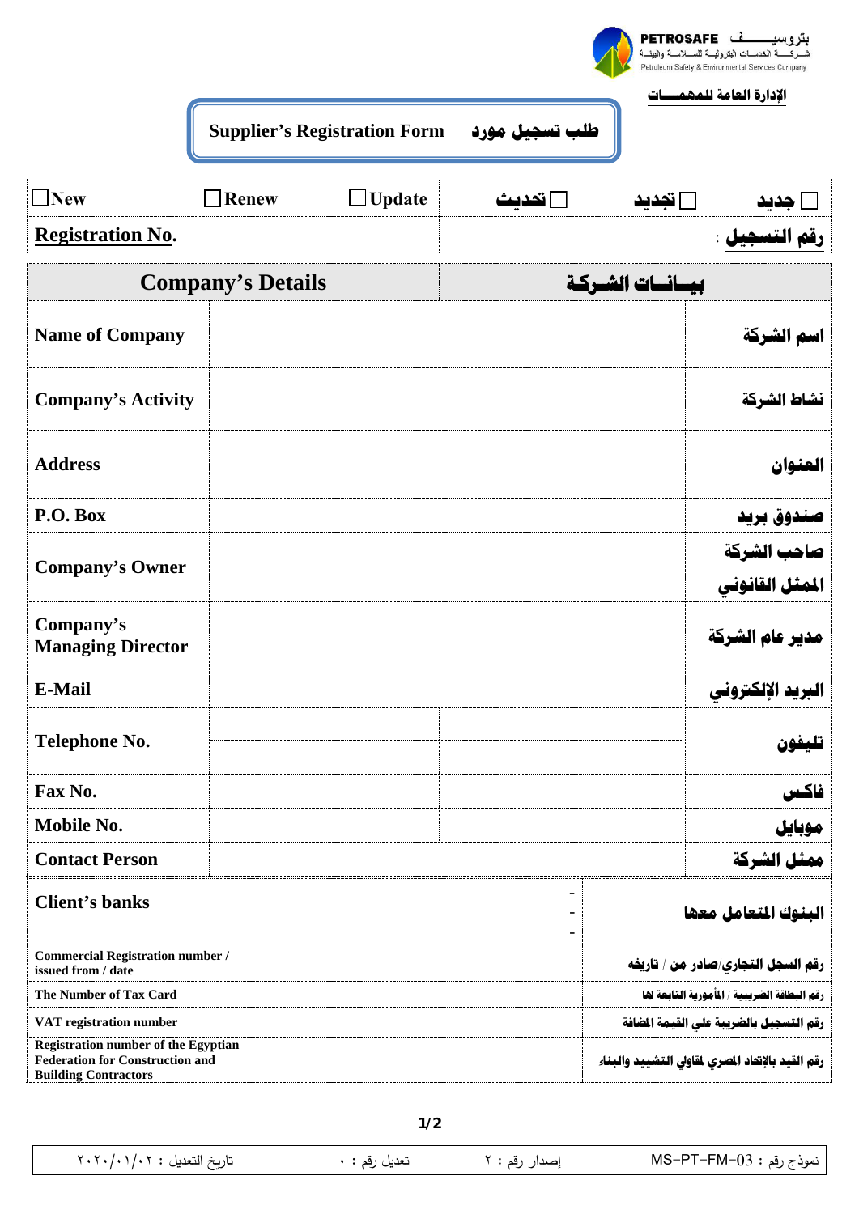بتروسيـــــف PETROSAFE
شـركـــة الخـدمـات البترولـيـة للسـلامـة والبيئـة
Petroleum Safety & Environmental Services Company

الإدارة العامة للمهمـــات

# Supplier's Registration Form طلب تسجيل مورد

| | |
|---|---|
| ☐New ☐Renew ☐Update | ☐ تحديث ☐ تجديد ☐ جديد |
| **Registration No.** | **رقم التسجيل** : |

| | | | |
|---|---|---|---|
| **Company's Details** | | | **بيـانـات الشـركـة** |
| **Name of Company** | | | **اسم الشركة** |
| **Company's Activity** | | | **نشاط الشركة** |
| **Address** | | | **العنوان** |
| **P.O. Box** | | | **صندوق بريد** |
| **Company's Owner** | | | **صاحب الشركة المثل القانوني** |
| **Company's Managing Director** | | | **مدير عام الشركة** |
| **E-Mail** | | | **البريد الإلكتروني** |
| **Telephone No.** | | | **تليفون** |
| | | | |
| **Fax No.** | | | **فاكس** |
| **Mobile No.** | | | **موبايل** |
| **Contact Person** | | | **ممثل الشركة** |
| **Client's banks** | - - - | | **البنوك المتعامل معها** |
| **Commercial Registration number / issued from / date** | | | **رقم السجل التجاري/صادر من / تاريخه** |
| **The Number of Tax Card** | | | **رقم البطاقة الضريبية / المأمورية التابعة لها** |
| **VAT registration number** | | | **رقم التسجيل بالضريبة علي القيمة المضافة** |
| **Registration number of the Egyptian Federation for Construction and Building Contractors** | | | **رقم القيد بالإتحاد المصري لمقاولي التشييد والبناء** |

| | | | |
|---|---|---|---|
| نموذج رقم : MS-PT-FM-03 | إصدار رقم : ٢ | تعديل رقم : ٠ | تاريخ التعديل : ٢٠٢٠/٠١/٠٢ |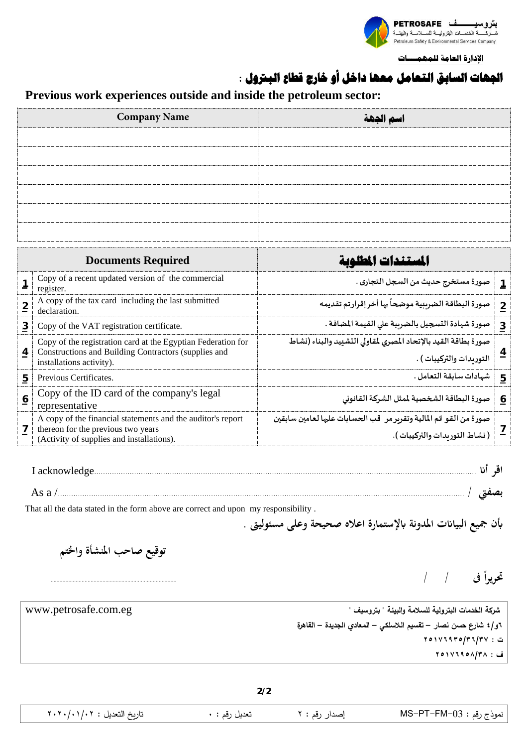بتروسيف PETROSAFE
شركة الخدمات البترولية للسلامة والبيئة
Petroleum Safety & Environmental Services Company

**الإدارة العامة للمهمات**

## الجهات السابق التعامل معها داخل أو خارج قطاع البترول :

## Previous work experiences outside and inside the petroleum sector:

| Company Name | اسم الجهة |
|---|---|
| | |
| | |
| | |
| | |
| | |
| | |

| | Documents Required | المستندات المطلوبة | |
|---|---|---|---|
| 1 | Copy of a recent updated version of the commercial register. | صورة مستخرج حديث من السجل التجارى . | 1 |
| 2 | A copy of the tax card including the last submitted declaration. | صورة البطاقة الضريبية موضحاً بها أخر إقرار تم تقديمه | 2 |
| 3 | Copy of the VAT registration certificate. | صورة شهادة التسجيل بالضريبة علي القيمة المضافة . | 3 |
| 4 | Copy of the registration card at the Egyptian Federation for Constructions and Building Contractors (supplies and installations activity). | صورة بطاقة القيد بالإتحاد المصري لمقاولي التشييد والبناء (نشاط التوريدات والتركيبات ) . | 4 |
| 5 | Previous Certificates. | شهادات سابقة التعامل . | 5 |
| 6 | Copy of the ID card of the company's legal representative | صورة البطاقة الشخصية لممثل الشركة القانوني | 6 |
| 7 | A copy of the financial statements and the auditor's report thereon for the previous two years (Activity of supplies and installations). | صورة من القوائم المالية وتقرير مراقب الحسابات عليها لعامين سابقين ( نشاط التوريدات والتركيبات ). | 7 |

I acknowledge.................................................................................................................................................. اقر أنا

As a /.................................................................................................................................................. / بصفتي

That all the data stated in the form above are correct and upon my responsibility .

بأن جميع البيانات المدونة بالإستمارة اعلاه صحيحة وعلى مسئوليتي .

توقيع صاحب المنشأة والختم

..................................................

تحريراً فى / /

www.petrosafe.com.eg

شركة الخدمات البترولية للسلامة والبيئة " بتروسيف "
٦و/٤ شارع حسن نصار – تقسيم اللاسلكي – المعادي الجديدة – القاهرة
ت : ٢٥١٧٦٩٣٥/٣٦/٣٧
ف : ٢٥١٧٦٩٥٨/٣٨

| | | | |
|---|---|---|---|
| نموذج رقم : MS-PT-FM-03 | إصدار رقم : ٢ | تعديل رقم : ٠ | تاريخ التعديل : ٢٠٢٠/٠١/٠٢ |